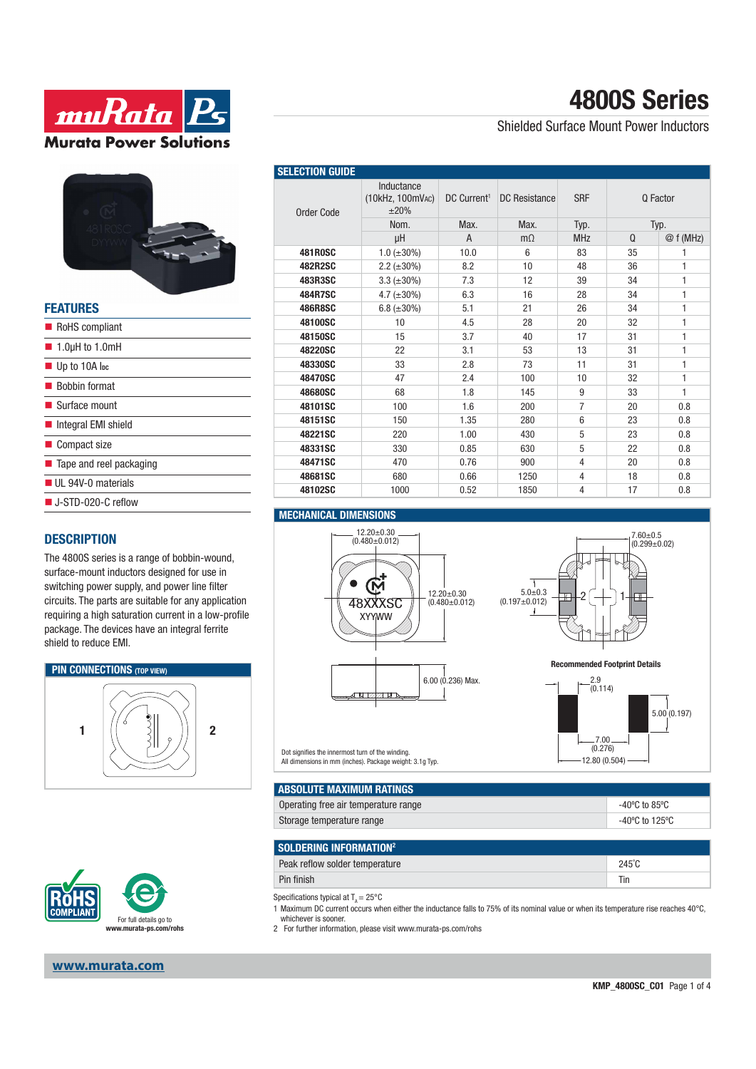# 4800S Series

Shielded Surface Mount Power Inductors

## FEATURES

- RoHS compliant
- 1.0µH to 1.0mH
- Up to 10A $I_{DC}$
- Bobbin format
- Surface mount
- Integral EMI shield
- Compact size
- Tape and reel packaging
- UL 94V-0 materials
- J-STD-020-C reflow

## DESCRIPTION

The 4800S series is a range of bobbin-wound, surface-mount inductors designed for use in switching power supply, and power line filter circuits. The parts are suitable for any application requiring a high saturation current in a low-profile package. The devices have an integral ferrite shield to reduce EMI.

## PIN CONNECTIONS (TOP VIEW)

1 2

## SELECTION GUIDE

| Order Code | Inductance (10kHz, 100mVAC) ±20% | DC Current[1] | DC Resistance | SRF | Q Factor | |
|---|---|---|---|---|---|---|
| | Nom. | Max. | Max. | Typ. | Typ. | |
| | µH | A | mΩ | MHz | Q | @ f (MHz) |
| 481R0SC | 1.0 (±30%) | 10.0 | 6 | 83 | 35 | 1 |
| 482R2SC | 2.2 (±30%) | 8.2 | 10 | 48 | 36 | 1 |
| 483R3SC | 3.3 (±30%) | 7.3 | 12 | 39 | 34 | 1 |
| 484R7SC | 4.7 (±30%) | 6.3 | 16 | 28 | 34 | 1 |
| 486R8SC | 6.8 (±30%) | 5.1 | 21 | 26 | 34 | 1 |
| 48100SC | 10 | 4.5 | 28 | 20 | 32 | 1 |
| 48150SC | 15 | 3.7 | 40 | 17 | 31 | 1 |
| 48220SC | 22 | 3.1 | 53 | 13 | 31 | 1 |
| 48330SC | 33 | 2.8 | 73 | 11 | 31 | 1 |
| 48470SC | 47 | 2.4 | 100 | 10 | 32 | 1 |
| 48680SC | 68 | 1.8 | 145 | 9 | 33 | 1 |
| 48101SC | 100 | 1.6 | 200 | 7 | 20 | 0.8 |
| 48151SC | 150 | 1.35 | 280 | 6 | 23 | 0.8 |
| 48221SC | 220 | 1.00 | 430 | 5 | 23 | 0.8 |
| 48331SC | 330 | 0.85 | 630 | 5 | 22 | 0.8 |
| 48471SC | 470 | 0.76 | 900 | 4 | 20 | 0.8 |
| 48681SC | 680 | 0.66 | 1250 | 4 | 18 | 0.8 |
| 48102SC | 1000 | 0.52 | 1850 | 4 | 17 | 0.8 |

## MECHANICAL DIMENSIONS

12.20±0.30 (0.480±0.012)

12.20±0.30 (0.480±0.012)

48XXXSC XYYWW

6.00 (0.236) Max.

7.60±0.5 (0.299±0.02)

5.0±0.3 (0.197±0.012)

2 1

**Recommended Footprint Details**

2.9 (0.114)

5.00 (0.197)

7.00 (0.276)

12.80 (0.504)

Dot signifies the innermost turn of the winding.
All dimensions in mm (inches). Package weight: 3.1g Typ.

## ABSOLUTE MAXIMUM RATINGS

| | |
|---|---|
| Operating free air temperature range | -40ºC to 85ºC |
| Storage temperature range | -40ºC to 125ºC |

## SOLDERING INFORMATION[2]

| | |
|---|---|
| Peak reflow solder temperature | 245˚C |
| Pin finish | Tin |

Specifications typical at $T_A$ = 25°C

1 Maximum DC current occurs when either the inductance falls to 75% of its nominal value or when its temperature rise reaches 40°C, whichever is sooner.

2 For further information, please visit www.murata-ps.com/rohs

For full details go to www.murata-ps.com/rohs

www.murata.com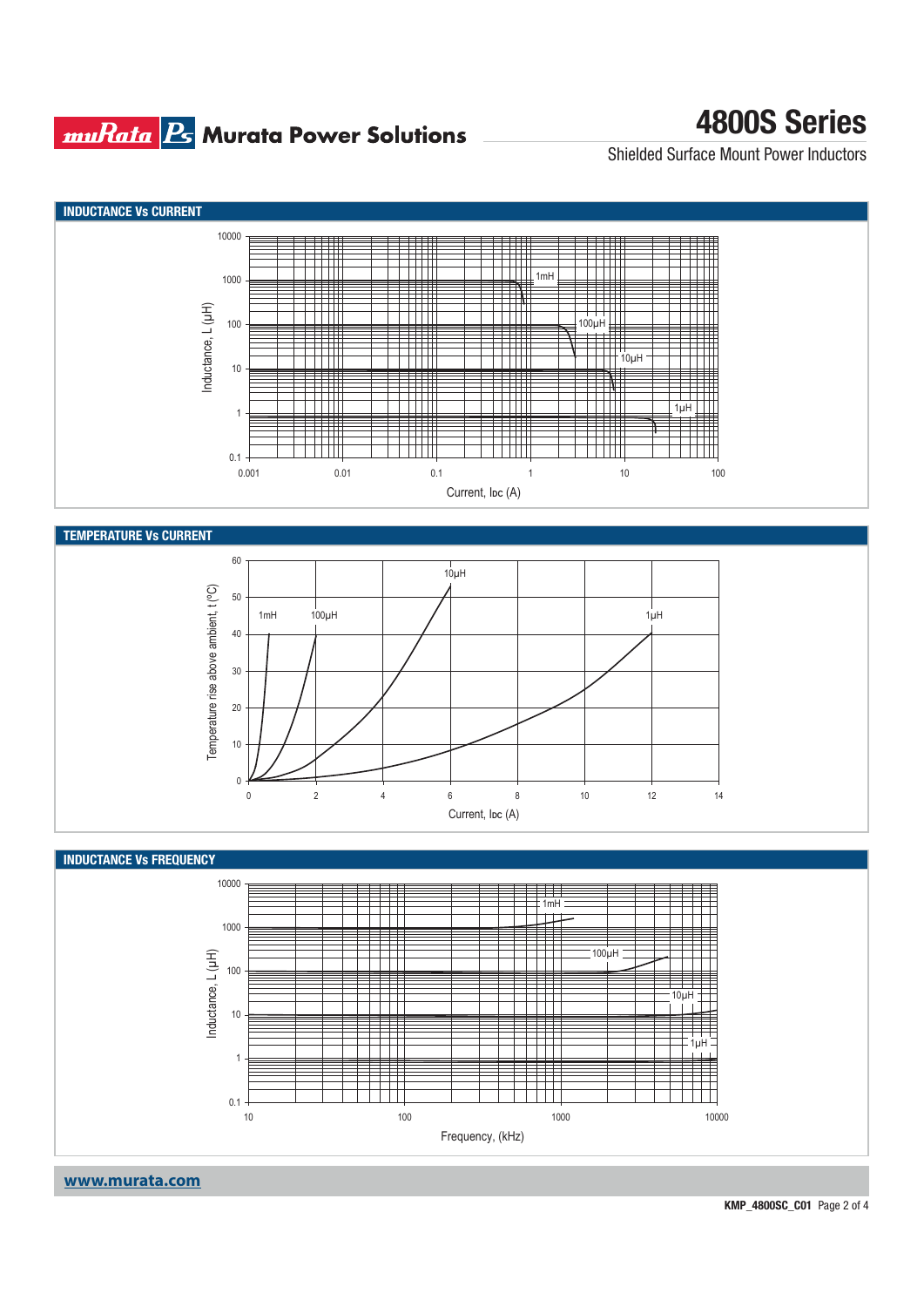## INDUCTANCE Vs CURRENT

Inductance, L (µH)

10000, 1000, 100, 10, 1, 0.1

1mH, 100µH, 10µH, 1µH

0.001, 0.01, 0.1, 1, 10, 100

Current, Idc (A)

## TEMPERATURE Vs CURRENT

Temperature rise above ambient, t (°C)

60, 50, 40, 30, 20, 10, 0

1mH, 100µH, 10µH, 1µH

0, 2, 4, 6, 8, 10, 12, 14

Current, Idc (A)

## INDUCTANCE Vs FREQUENCY

Inductance, L (µH)

10000, 1000, 100, 10, 1, 0.1

1mH, 100µH, 10µH, 1µH

10, 100, 1000, 10000

Frequency, (kHz)

www.murata.com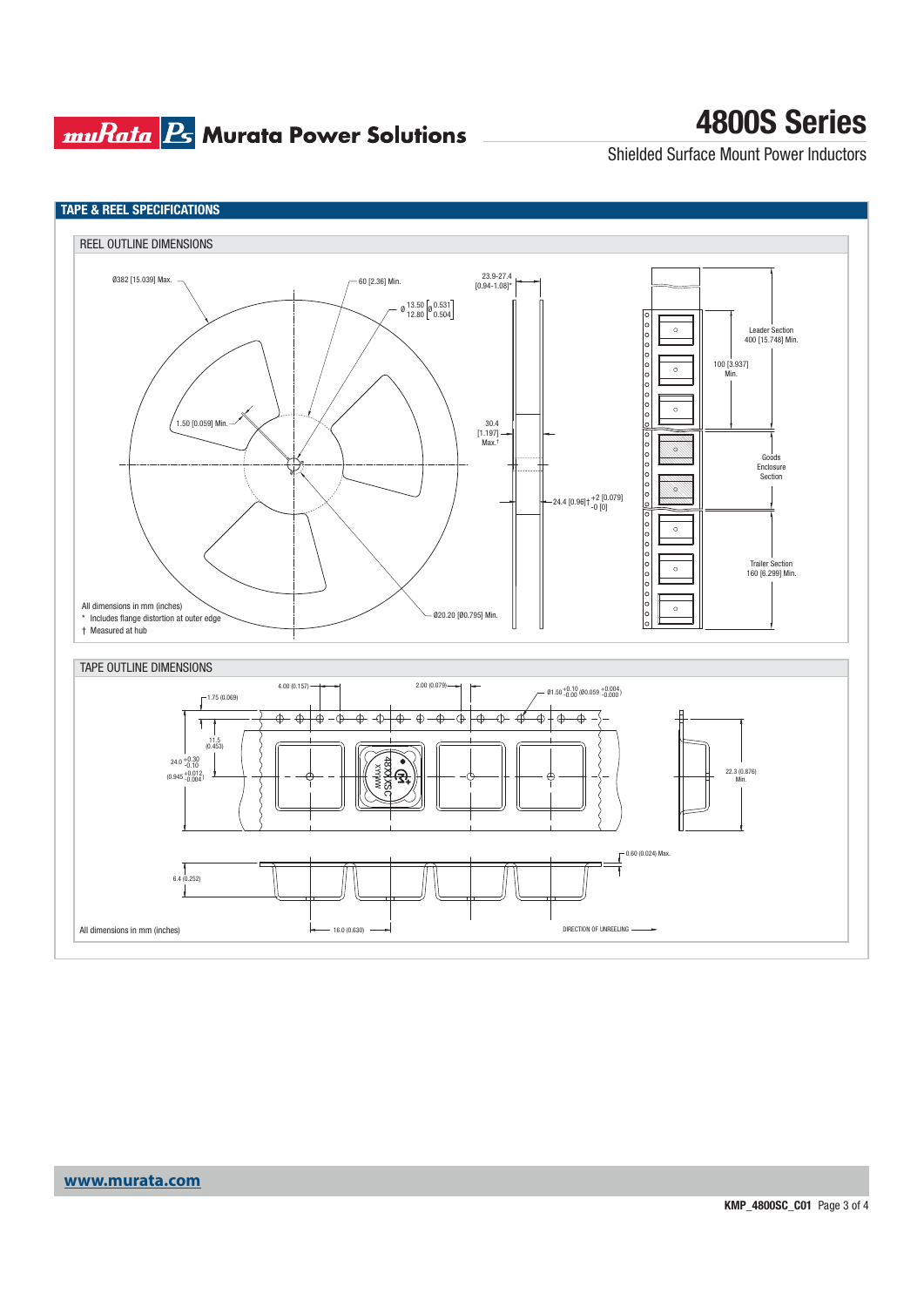## TAPE & REEL SPECIFICATIONS

### REEL OUTLINE DIMENSIONS

Ø382 [15.039] Max.

60 [2.36] Min.

23.9-27.4 [0.94-1.08]*

Ø 13.50 / 12.80 [Ø 0.531 / 0.504]

1.50 [0.059] Min.

30.4 [1.197] Max.†

24.4 [0.96]† +2 [0.079] / -0 [0]

Ø20.20 [Ø0.795] Min.

Leader Section 400 [15.748] Min.

100 [3.937] Min.

Goods Enclosure Section

Trailer Section 160 [6.299] Min.

All dimensions in mm (inches)

\* Includes flange distortion at outer edge

† Measured at hub

### TAPE OUTLINE DIMENSIONS

4.00 (0.157)

2.00 (0.079)

Ø1.50 +0.10/-0.00 (Ø0.059 +0.004/-0.000)

1.75 (0.069)

11.5 (0.453)

24.0 +0.30/-0.10 (0.945 +0.012/-0.004)

22.3 (0.876) Min.

0.60 (0.024) Max.

6.4 (0.252)

16.0 (0.630)

DIRECTION OF UNREELING

All dimensions in mm (inches)

www.murata.com

KMP_4800SC_C01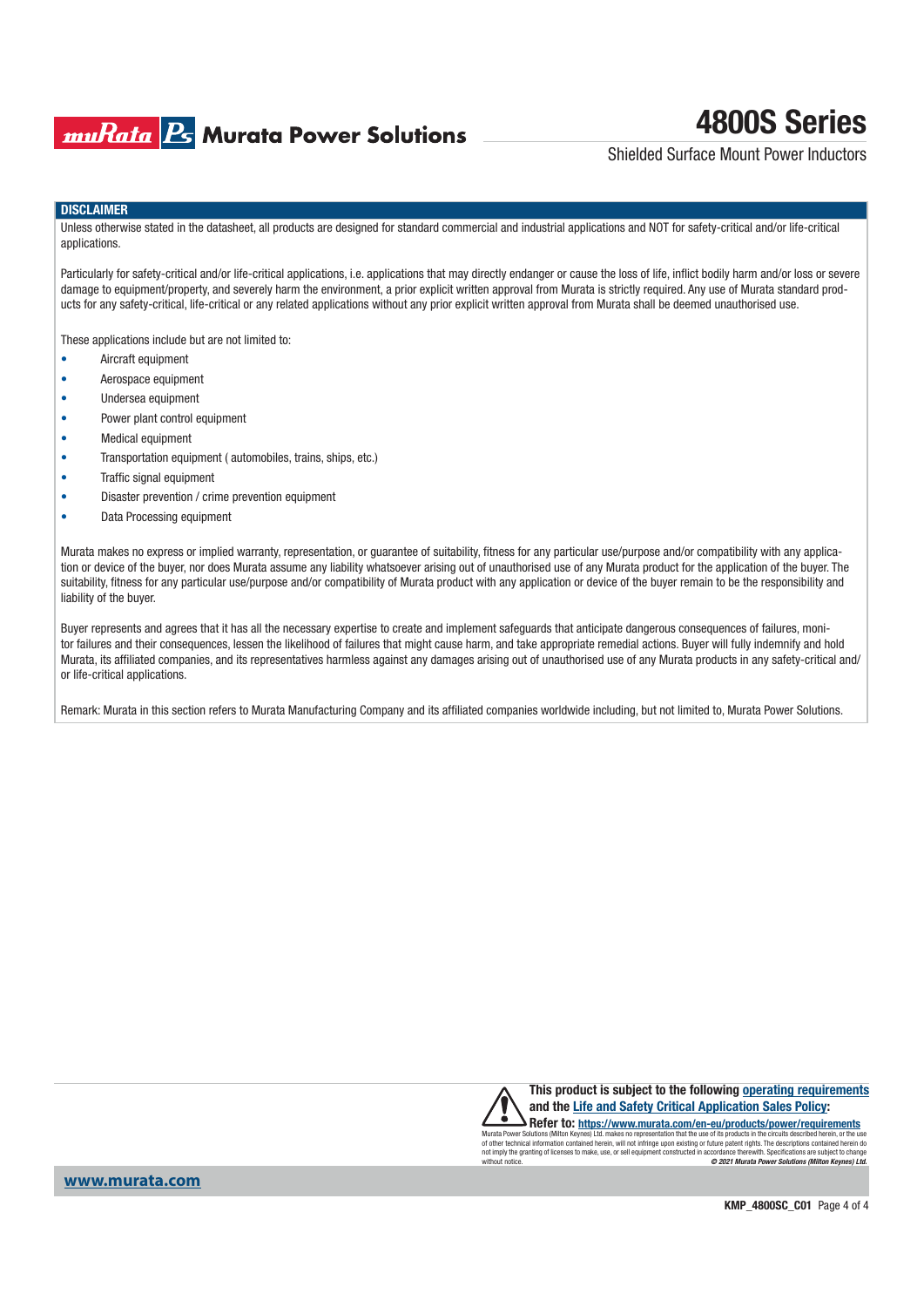## DISCLAIMER

Unless otherwise stated in the datasheet, all products are designed for standard commercial and industrial applications and NOT for safety-critical and/or life-critical applications.

Particularly for safety-critical and/or life-critical applications, i.e. applications that may directly endanger or cause the loss of life, inflict bodily harm and/or loss or severe damage to equipment/property, and severely harm the environment, a prior explicit written approval from Murata is strictly required. Any use of Murata standard products for any safety-critical, life-critical or any related applications without any prior explicit written approval from Murata shall be deemed unauthorised use.

These applications include but are not limited to:

- Aircraft equipment
- Aerospace equipment
- Undersea equipment
- Power plant control equipment
- Medical equipment
- Transportation equipment ( automobiles, trains, ships, etc.)
- Traffic signal equipment
- Disaster prevention / crime prevention equipment
- Data Processing equipment

Murata makes no express or implied warranty, representation, or guarantee of suitability, fitness for any particular use/purpose and/or compatibility with any application or device of the buyer, nor does Murata assume any liability whatsoever arising out of unauthorised use of any Murata product for the application of the buyer. The suitability, fitness for any particular use/purpose and/or compatibility of Murata product with any application or device of the buyer remain to be the responsibility and liability of the buyer.

Buyer represents and agrees that it has all the necessary expertise to create and implement safeguards that anticipate dangerous consequences of failures, monitor failures and their consequences, lessen the likelihood of failures that might cause harm, and take appropriate remedial actions. Buyer will fully indemnify and hold Murata, its affiliated companies, and its representatives harmless against any damages arising out of unauthorised use of any Murata products in any safety-critical and/or life-critical applications.

Remark: Murata in this section refers to Murata Manufacturing Company and its affiliated companies worldwide including, but not limited to, Murata Power Solutions.

**This product is subject to the following operating requirements and the Life and Safety Critical Application Sales Policy:**
**Refer to: https://www.murata.com/en-eu/products/power/requirements**

Murata Power Solutions (Milton Keynes) Ltd. makes no representation that the use of its products in the circuits described herein, or the use of other technical information contained herein, will not infringe upon existing or future patent rights. The descriptions contained herein do not imply the granting of licenses to make, use, or sell equipment constructed in accordance therewith. Specifications are subject to change without notice.

*© 2021 Murata Power Solutions (Milton Keynes) Ltd.*

www.murata.com

KMP_4800SC_C01